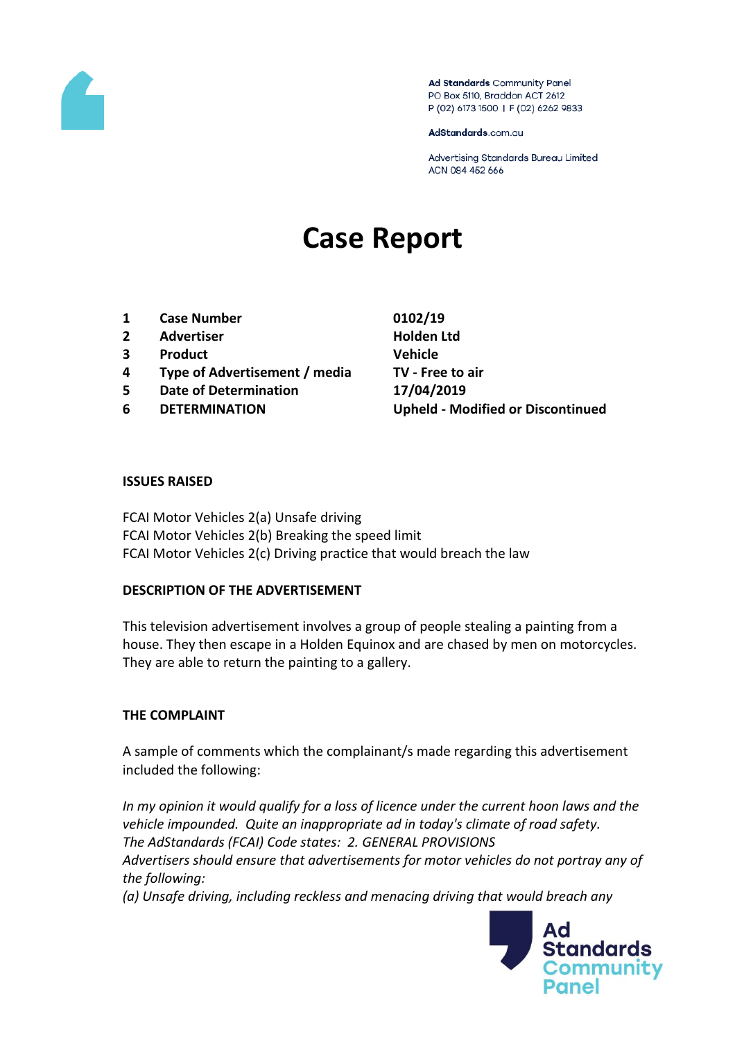Ad Standards Community Panel
PO Box 5110, Braddon ACT 2612
P (02) 6173 1500 | F (02) 6262 9833

AdStandards.com.au

Advertising Standards Bureau Limited
ACN 084 452 666

# Case Report

| | | |
|---|---|---|
| 1 | **Case Number** | **0102/19** |
| 2 | **Advertiser** | **Holden Ltd** |
| 3 | **Product** | **Vehicle** |
| 4 | **Type of Advertisement / media** | **TV - Free to air** |
| 5 | **Date of Determination** | **17/04/2019** |
| 6 | **DETERMINATION** | **Upheld - Modified or Discontinued** |

**ISSUES RAISED**

FCAI Motor Vehicles 2(a) Unsafe driving
FCAI Motor Vehicles 2(b) Breaking the speed limit
FCAI Motor Vehicles 2(c) Driving practice that would breach the law

**DESCRIPTION OF THE ADVERTISEMENT**

This television advertisement involves a group of people stealing a painting from a house. They then escape in a Holden Equinox and are chased by men on motorcycles. They are able to return the painting to a gallery.

**THE COMPLAINT**

A sample of comments which the complainant/s made regarding this advertisement included the following:

*In my opinion it would qualify for a loss of licence under the current hoon laws and the vehicle impounded. Quite an inappropriate ad in today's climate of road safety.*
*The AdStandards (FCAI) Code states: 2. GENERAL PROVISIONS*
*Advertisers should ensure that advertisements for motor vehicles do not portray any of the following:*
*(a) Unsafe driving, including reckless and menacing driving that would breach any*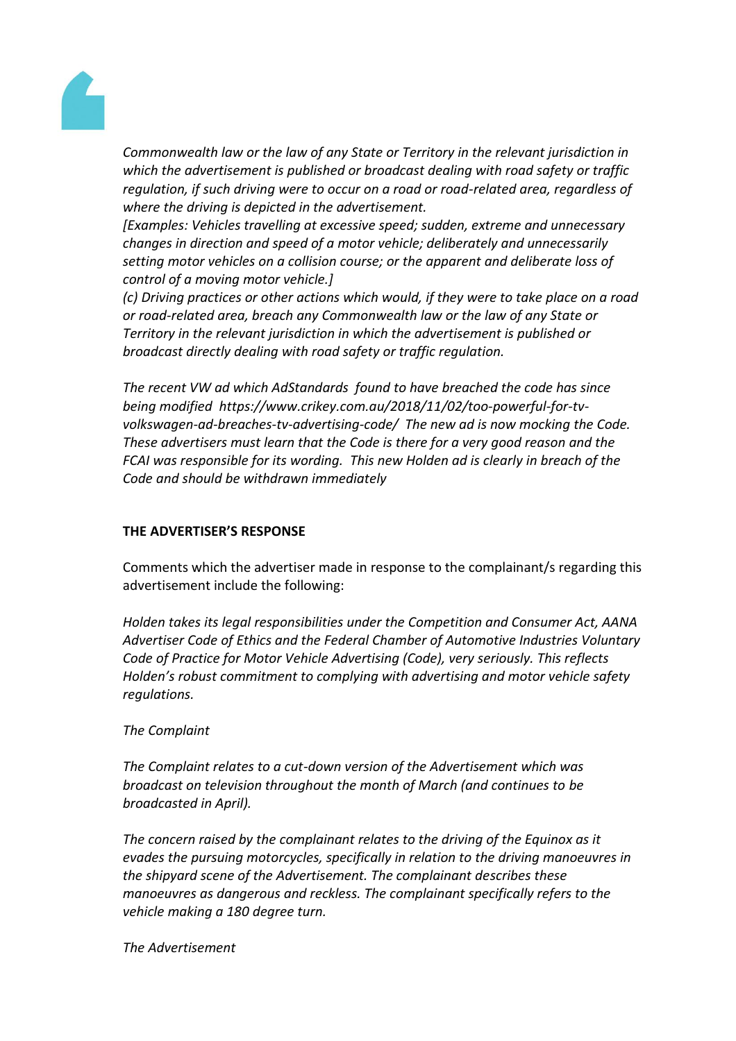*Commonwealth law or the law of any State or Territory in the relevant jurisdiction in which the advertisement is published or broadcast dealing with road safety or traffic regulation, if such driving were to occur on a road or road-related area, regardless of where the driving is depicted in the advertisement.*
*[Examples: Vehicles travelling at excessive speed; sudden, extreme and unnecessary changes in direction and speed of a motor vehicle; deliberately and unnecessarily setting motor vehicles on a collision course; or the apparent and deliberate loss of control of a moving motor vehicle.]*
*(c) Driving practices or other actions which would, if they were to take place on a road or road-related area, breach any Commonwealth law or the law of any State or Territory in the relevant jurisdiction in which the advertisement is published or broadcast directly dealing with road safety or traffic regulation.*

*The recent VW ad which AdStandards found to have breached the code has since being modified https://www.crikey.com.au/2018/11/02/too-powerful-for-tv-volkswagen-ad-breaches-tv-advertising-code/ The new ad is now mocking the Code. These advertisers must learn that the Code is there for a very good reason and the FCAI was responsible for its wording. This new Holden ad is clearly in breach of the Code and should be withdrawn immediately*

**THE ADVERTISER'S RESPONSE**

Comments which the advertiser made in response to the complainant/s regarding this advertisement include the following:

*Holden takes its legal responsibilities under the Competition and Consumer Act, AANA Advertiser Code of Ethics and the Federal Chamber of Automotive Industries Voluntary Code of Practice for Motor Vehicle Advertising (Code), very seriously. This reflects Holden's robust commitment to complying with advertising and motor vehicle safety regulations.*

*The Complaint*

*The Complaint relates to a cut-down version of the Advertisement which was broadcast on television throughout the month of March (and continues to be broadcasted in April).*

*The concern raised by the complainant relates to the driving of the Equinox as it evades the pursuing motorcycles, specifically in relation to the driving manoeuvres in the shipyard scene of the Advertisement. The complainant describes these manoeuvres as dangerous and reckless. The complainant specifically refers to the vehicle making a 180 degree turn.*

*The Advertisement*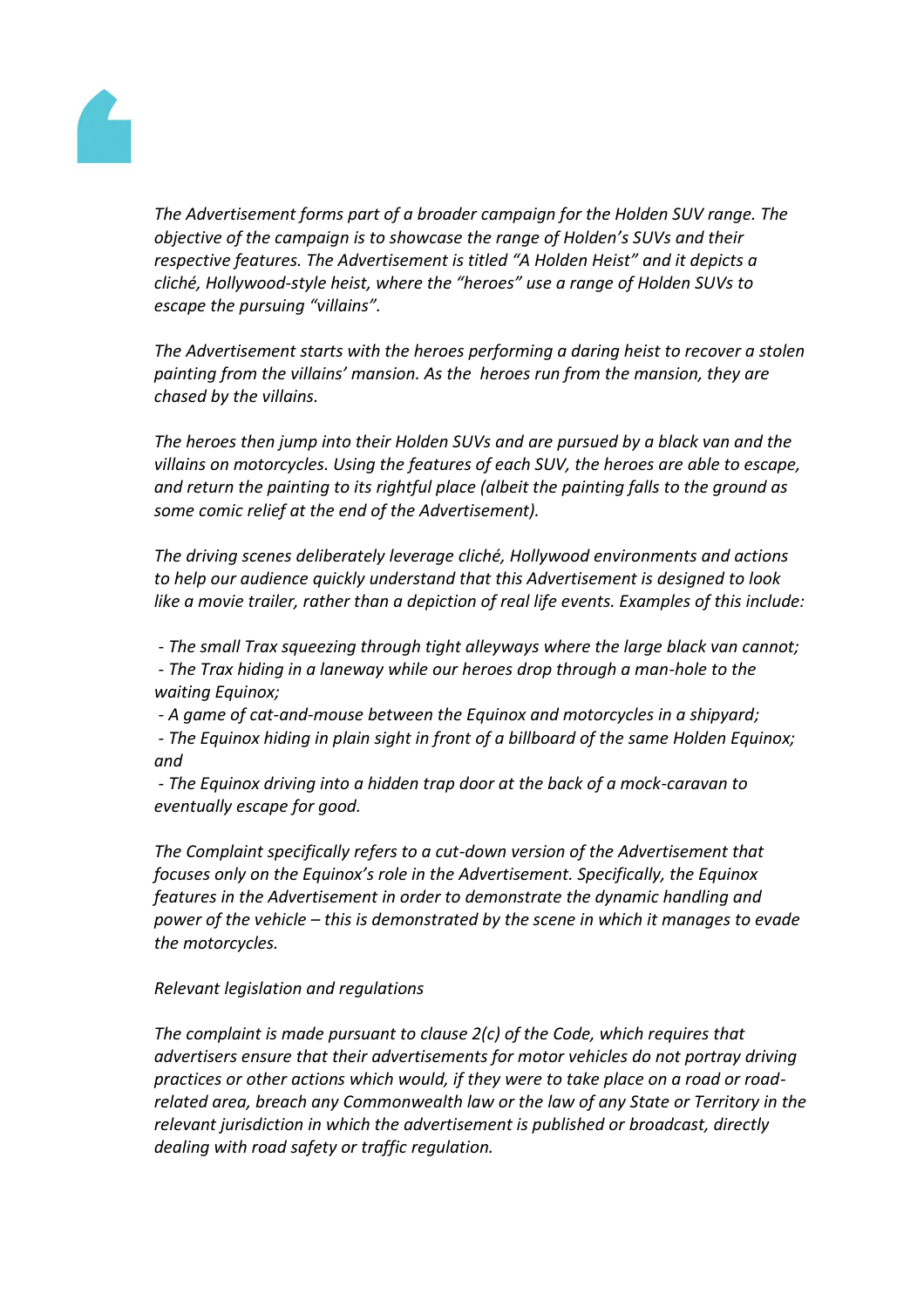*The Advertisement forms part of a broader campaign for the Holden SUV range. The objective of the campaign is to showcase the range of Holden's SUVs and their respective features. The Advertisement is titled "A Holden Heist" and it depicts a cliché, Hollywood-style heist, where the "heroes" use a range of Holden SUVs to escape the pursuing "villains".*

*The Advertisement starts with the heroes performing a daring heist to recover a stolen painting from the villains' mansion. As the heroes run from the mansion, they are chased by the villains.*

*The heroes then jump into their Holden SUVs and are pursued by a black van and the villains on motorcycles. Using the features of each SUV, the heroes are able to escape, and return the painting to its rightful place (albeit the painting falls to the ground as some comic relief at the end of the Advertisement).*

*The driving scenes deliberately leverage cliché, Hollywood environments and actions to help our audience quickly understand that this Advertisement is designed to look like a movie trailer, rather than a depiction of real life events. Examples of this include:*

- *The small Trax squeezing through tight alleyways where the large black van cannot;*
- *The Trax hiding in a laneway while our heroes drop through a man-hole to the waiting Equinox;*
- *A game of cat-and-mouse between the Equinox and motorcycles in a shipyard;*
- *The Equinox hiding in plain sight in front of a billboard of the same Holden Equinox; and*
- *The Equinox driving into a hidden trap door at the back of a mock-caravan to eventually escape for good.*

*The Complaint specifically refers to a cut-down version of the Advertisement that focuses only on the Equinox's role in the Advertisement. Specifically, the Equinox features in the Advertisement in order to demonstrate the dynamic handling and power of the vehicle – this is demonstrated by the scene in which it manages to evade the motorcycles.*

*Relevant legislation and regulations*

*The complaint is made pursuant to clause 2(c) of the Code, which requires that advertisers ensure that their advertisements for motor vehicles do not portray driving practices or other actions which would, if they were to take place on a road or road-related area, breach any Commonwealth law or the law of any State or Territory in the relevant jurisdiction in which the advertisement is published or broadcast, directly dealing with road safety or traffic regulation.*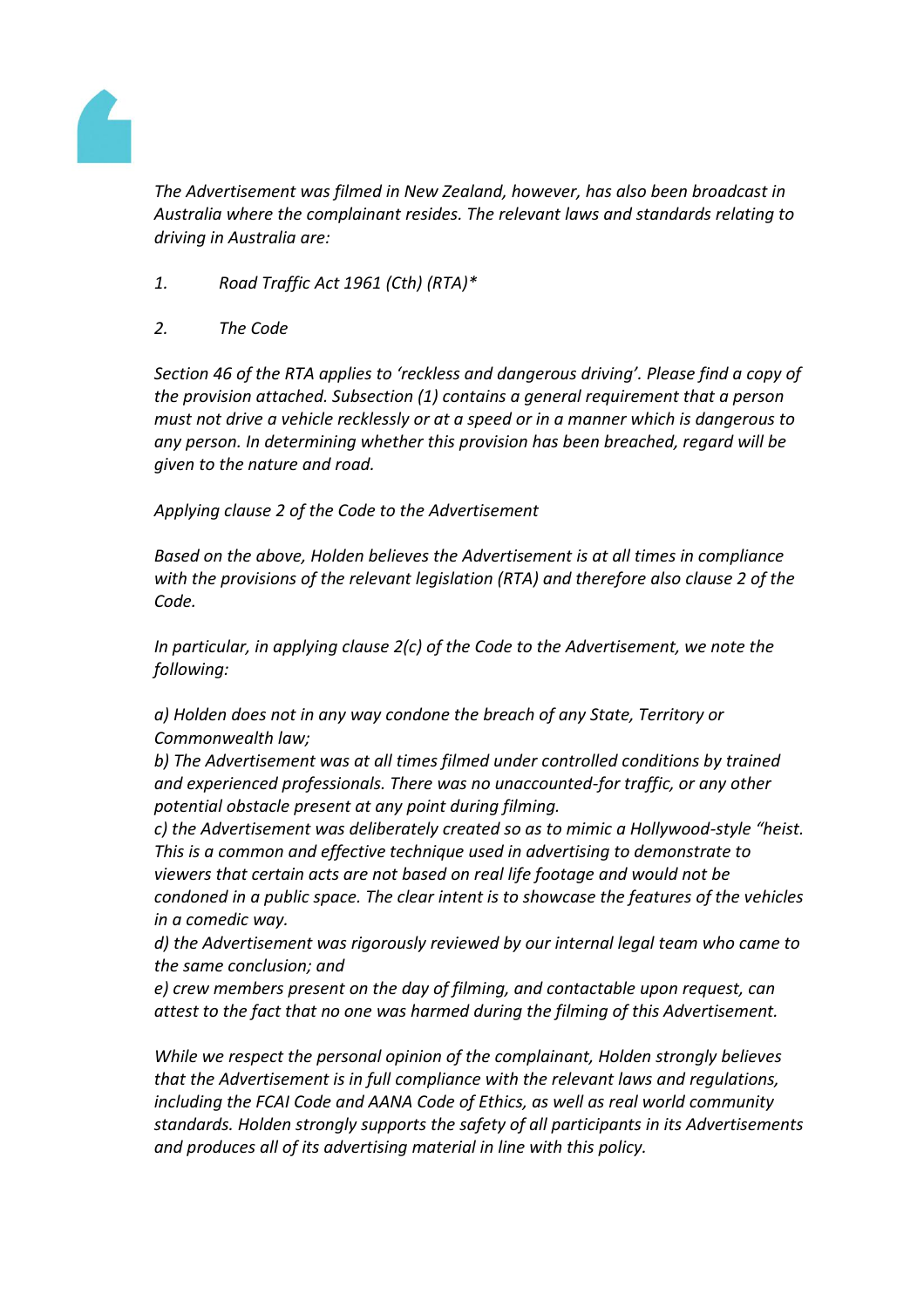*The Advertisement was filmed in New Zealand, however, has also been broadcast in Australia where the complainant resides. The relevant laws and standards relating to driving in Australia are:*

*1. Road Traffic Act 1961 (Cth) (RTA)**

*2. The Code*

*Section 46 of the RTA applies to 'reckless and dangerous driving'. Please find a copy of the provision attached. Subsection (1) contains a general requirement that a person must not drive a vehicle recklessly or at a speed or in a manner which is dangerous to any person. In determining whether this provision has been breached, regard will be given to the nature and road.*

*Applying clause 2 of the Code to the Advertisement*

*Based on the above, Holden believes the Advertisement is at all times in compliance with the provisions of the relevant legislation (RTA) and therefore also clause 2 of the Code.*

*In particular, in applying clause 2(c) of the Code to the Advertisement, we note the following:*

*a) Holden does not in any way condone the breach of any State, Territory or Commonwealth law;*
*b) The Advertisement was at all times filmed under controlled conditions by trained and experienced professionals. There was no unaccounted-for traffic, or any other potential obstacle present at any point during filming.*
*c) the Advertisement was deliberately created so as to mimic a Hollywood-style "heist. This is a common and effective technique used in advertising to demonstrate to viewers that certain acts are not based on real life footage and would not be condoned in a public space. The clear intent is to showcase the features of the vehicles in a comedic way.*
*d) the Advertisement was rigorously reviewed by our internal legal team who came to the same conclusion; and*
*e) crew members present on the day of filming, and contactable upon request, can attest to the fact that no one was harmed during the filming of this Advertisement.*

*While we respect the personal opinion of the complainant, Holden strongly believes that the Advertisement is in full compliance with the relevant laws and regulations, including the FCAI Code and AANA Code of Ethics, as well as real world community standards. Holden strongly supports the safety of all participants in its Advertisements and produces all of its advertising material in line with this policy.*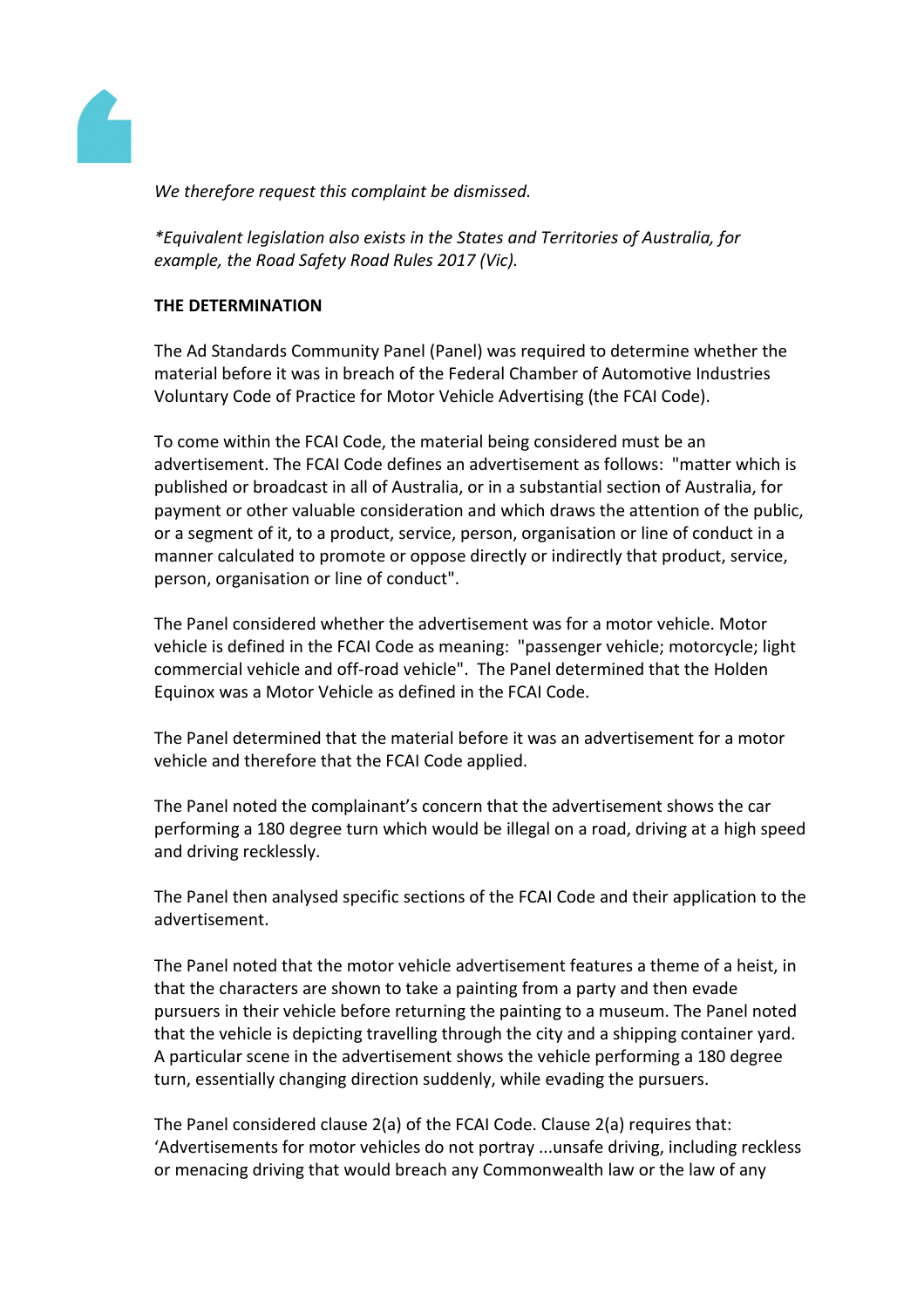*We therefore request this complaint be dismissed.*

**Equivalent legislation also exists in the States and Territories of Australia, for example, the Road Safety Road Rules 2017 (Vic).*

**THE DETERMINATION**

The Ad Standards Community Panel (Panel) was required to determine whether the material before it was in breach of the Federal Chamber of Automotive Industries Voluntary Code of Practice for Motor Vehicle Advertising (the FCAI Code).

To come within the FCAI Code, the material being considered must be an advertisement. The FCAI Code defines an advertisement as follows: "matter which is published or broadcast in all of Australia, or in a substantial section of Australia, for payment or other valuable consideration and which draws the attention of the public, or a segment of it, to a product, service, person, organisation or line of conduct in a manner calculated to promote or oppose directly or indirectly that product, service, person, organisation or line of conduct".

The Panel considered whether the advertisement was for a motor vehicle. Motor vehicle is defined in the FCAI Code as meaning: "passenger vehicle; motorcycle; light commercial vehicle and off-road vehicle". The Panel determined that the Holden Equinox was a Motor Vehicle as defined in the FCAI Code.

The Panel determined that the material before it was an advertisement for a motor vehicle and therefore that the FCAI Code applied.

The Panel noted the complainant's concern that the advertisement shows the car performing a 180 degree turn which would be illegal on a road, driving at a high speed and driving recklessly.

The Panel then analysed specific sections of the FCAI Code and their application to the advertisement.

The Panel noted that the motor vehicle advertisement features a theme of a heist, in that the characters are shown to take a painting from a party and then evade pursuers in their vehicle before returning the painting to a museum. The Panel noted that the vehicle is depicting travelling through the city and a shipping container yard. A particular scene in the advertisement shows the vehicle performing a 180 degree turn, essentially changing direction suddenly, while evading the pursuers.

The Panel considered clause 2(a) of the FCAI Code. Clause 2(a) requires that: 'Advertisements for motor vehicles do not portray ...unsafe driving, including reckless or menacing driving that would breach any Commonwealth law or the law of any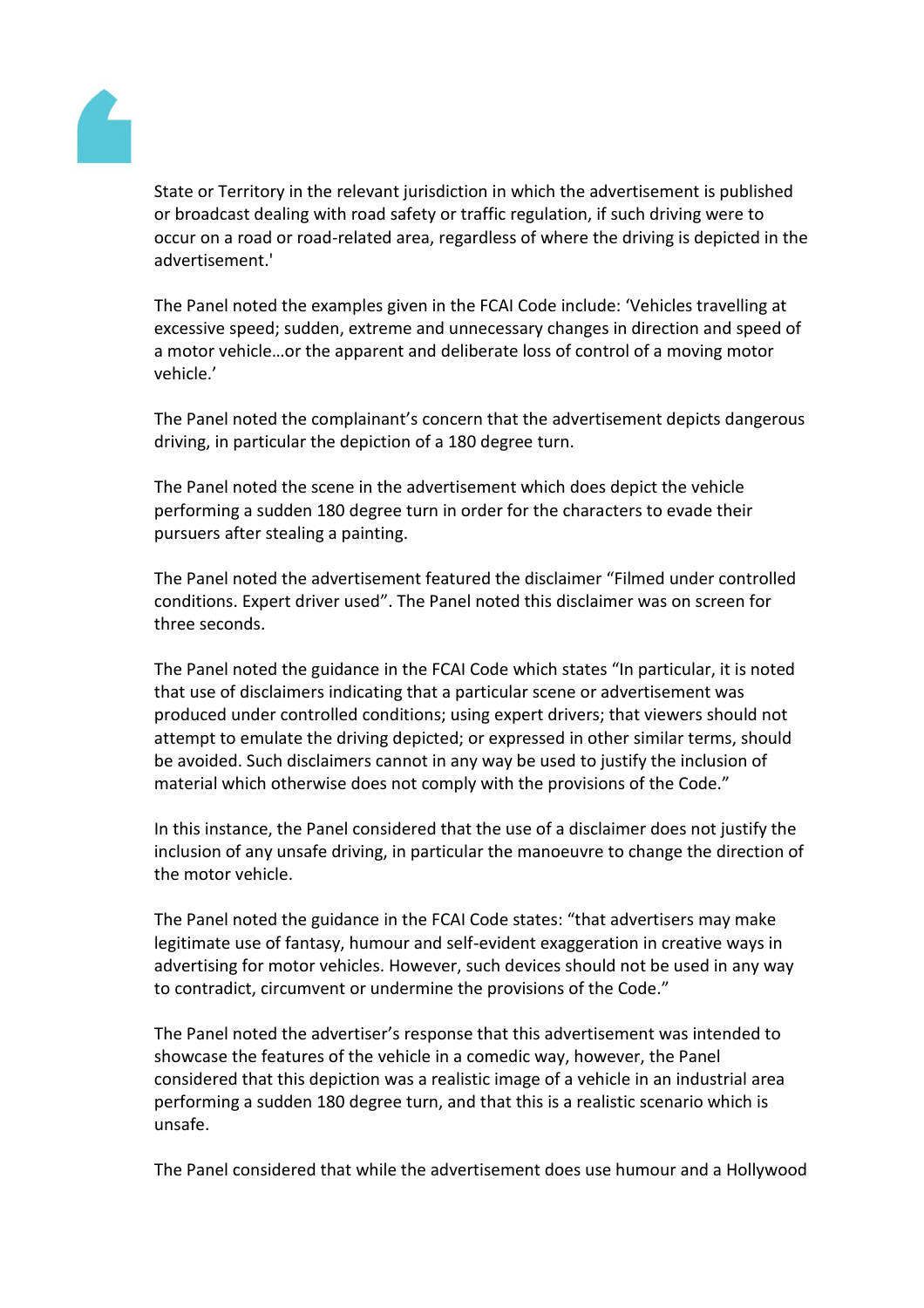State or Territory in the relevant jurisdiction in which the advertisement is published or broadcast dealing with road safety or traffic regulation, if such driving were to occur on a road or road-related area, regardless of where the driving is depicted in the advertisement.'

The Panel noted the examples given in the FCAI Code include: 'Vehicles travelling at excessive speed; sudden, extreme and unnecessary changes in direction and speed of a motor vehicle…or the apparent and deliberate loss of control of a moving motor vehicle.'

The Panel noted the complainant's concern that the advertisement depicts dangerous driving, in particular the depiction of a 180 degree turn.

The Panel noted the scene in the advertisement which does depict the vehicle performing a sudden 180 degree turn in order for the characters to evade their pursuers after stealing a painting.

The Panel noted the advertisement featured the disclaimer "Filmed under controlled conditions. Expert driver used". The Panel noted this disclaimer was on screen for three seconds.

The Panel noted the guidance in the FCAI Code which states "In particular, it is noted that use of disclaimers indicating that a particular scene or advertisement was produced under controlled conditions; using expert drivers; that viewers should not attempt to emulate the driving depicted; or expressed in other similar terms, should be avoided. Such disclaimers cannot in any way be used to justify the inclusion of material which otherwise does not comply with the provisions of the Code."

In this instance, the Panel considered that the use of a disclaimer does not justify the inclusion of any unsafe driving, in particular the manoeuvre to change the direction of the motor vehicle.

The Panel noted the guidance in the FCAI Code states: "that advertisers may make legitimate use of fantasy, humour and self-evident exaggeration in creative ways in advertising for motor vehicles. However, such devices should not be used in any way to contradict, circumvent or undermine the provisions of the Code."

The Panel noted the advertiser's response that this advertisement was intended to showcase the features of the vehicle in a comedic way, however, the Panel considered that this depiction was a realistic image of a vehicle in an industrial area performing a sudden 180 degree turn, and that this is a realistic scenario which is unsafe.

The Panel considered that while the advertisement does use humour and a Hollywood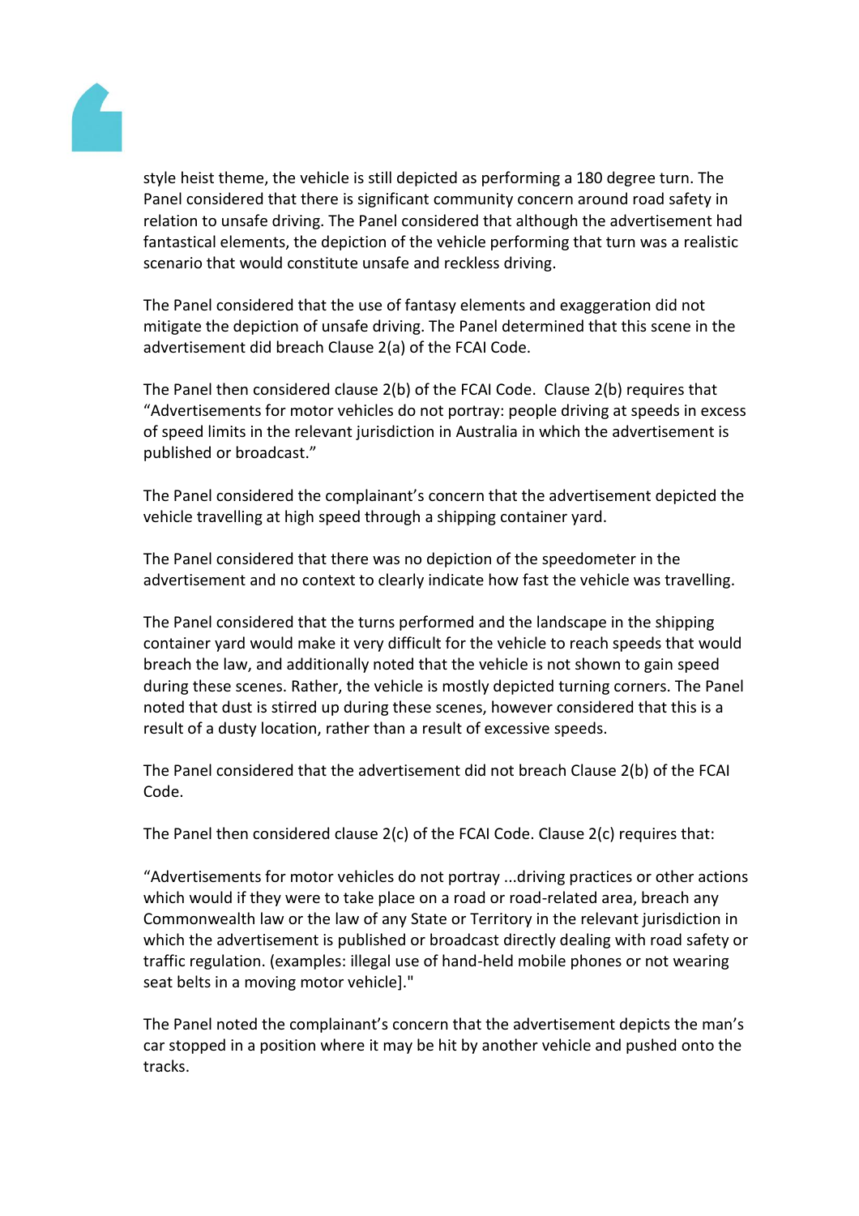style heist theme, the vehicle is still depicted as performing a 180 degree turn. The Panel considered that there is significant community concern around road safety in relation to unsafe driving. The Panel considered that although the advertisement had fantastical elements, the depiction of the vehicle performing that turn was a realistic scenario that would constitute unsafe and reckless driving.

The Panel considered that the use of fantasy elements and exaggeration did not mitigate the depiction of unsafe driving. The Panel determined that this scene in the advertisement did breach Clause 2(a) of the FCAI Code.

The Panel then considered clause 2(b) of the FCAI Code. Clause 2(b) requires that "Advertisements for motor vehicles do not portray: people driving at speeds in excess of speed limits in the relevant jurisdiction in Australia in which the advertisement is published or broadcast."

The Panel considered the complainant's concern that the advertisement depicted the vehicle travelling at high speed through a shipping container yard.

The Panel considered that there was no depiction of the speedometer in the advertisement and no context to clearly indicate how fast the vehicle was travelling.

The Panel considered that the turns performed and the landscape in the shipping container yard would make it very difficult for the vehicle to reach speeds that would breach the law, and additionally noted that the vehicle is not shown to gain speed during these scenes. Rather, the vehicle is mostly depicted turning corners. The Panel noted that dust is stirred up during these scenes, however considered that this is a result of a dusty location, rather than a result of excessive speeds.

The Panel considered that the advertisement did not breach Clause 2(b) of the FCAI Code.

The Panel then considered clause 2(c) of the FCAI Code. Clause 2(c) requires that:

"Advertisements for motor vehicles do not portray ...driving practices or other actions which would if they were to take place on a road or road-related area, breach any Commonwealth law or the law of any State or Territory in the relevant jurisdiction in which the advertisement is published or broadcast directly dealing with road safety or traffic regulation. (examples: illegal use of hand-held mobile phones or not wearing seat belts in a moving motor vehicle]."

The Panel noted the complainant's concern that the advertisement depicts the man's car stopped in a position where it may be hit by another vehicle and pushed onto the tracks.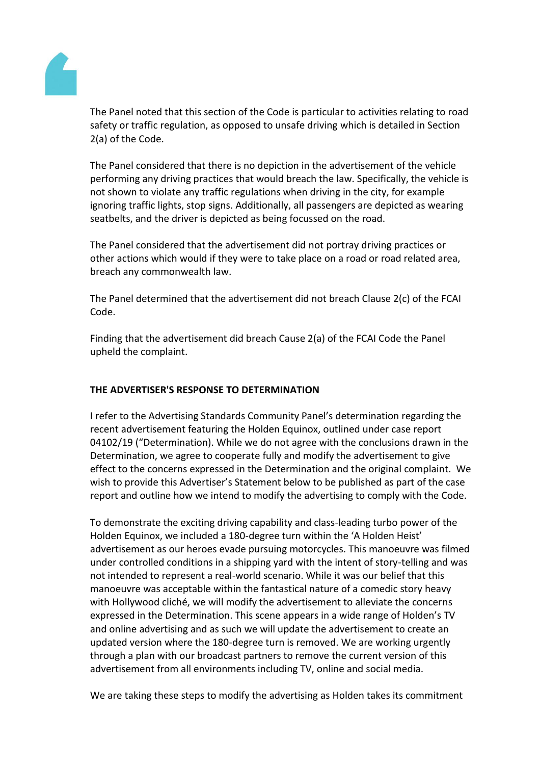The Panel noted that this section of the Code is particular to activities relating to road safety or traffic regulation, as opposed to unsafe driving which is detailed in Section 2(a) of the Code.

The Panel considered that there is no depiction in the advertisement of the vehicle performing any driving practices that would breach the law. Specifically, the vehicle is not shown to violate any traffic regulations when driving in the city, for example ignoring traffic lights, stop signs. Additionally, all passengers are depicted as wearing seatbelts, and the driver is depicted as being focussed on the road.

The Panel considered that the advertisement did not portray driving practices or other actions which would if they were to take place on a road or road related area, breach any commonwealth law.

The Panel determined that the advertisement did not breach Clause 2(c) of the FCAI Code.

Finding that the advertisement did breach Cause 2(a) of the FCAI Code the Panel upheld the complaint.

**THE ADVERTISER'S RESPONSE TO DETERMINATION**

I refer to the Advertising Standards Community Panel's determination regarding the recent advertisement featuring the Holden Equinox, outlined under case report 04102/19 ("Determination). While we do not agree with the conclusions drawn in the Determination, we agree to cooperate fully and modify the advertisement to give effect to the concerns expressed in the Determination and the original complaint. We wish to provide this Advertiser's Statement below to be published as part of the case report and outline how we intend to modify the advertising to comply with the Code.

To demonstrate the exciting driving capability and class-leading turbo power of the Holden Equinox, we included a 180-degree turn within the 'A Holden Heist' advertisement as our heroes evade pursuing motorcycles. This manoeuvre was filmed under controlled conditions in a shipping yard with the intent of story-telling and was not intended to represent a real-world scenario. While it was our belief that this manoeuvre was acceptable within the fantastical nature of a comedic story heavy with Hollywood cliché, we will modify the advertisement to alleviate the concerns expressed in the Determination. This scene appears in a wide range of Holden's TV and online advertising and as such we will update the advertisement to create an updated version where the 180-degree turn is removed. We are working urgently through a plan with our broadcast partners to remove the current version of this advertisement from all environments including TV, online and social media.

We are taking these steps to modify the advertising as Holden takes its commitment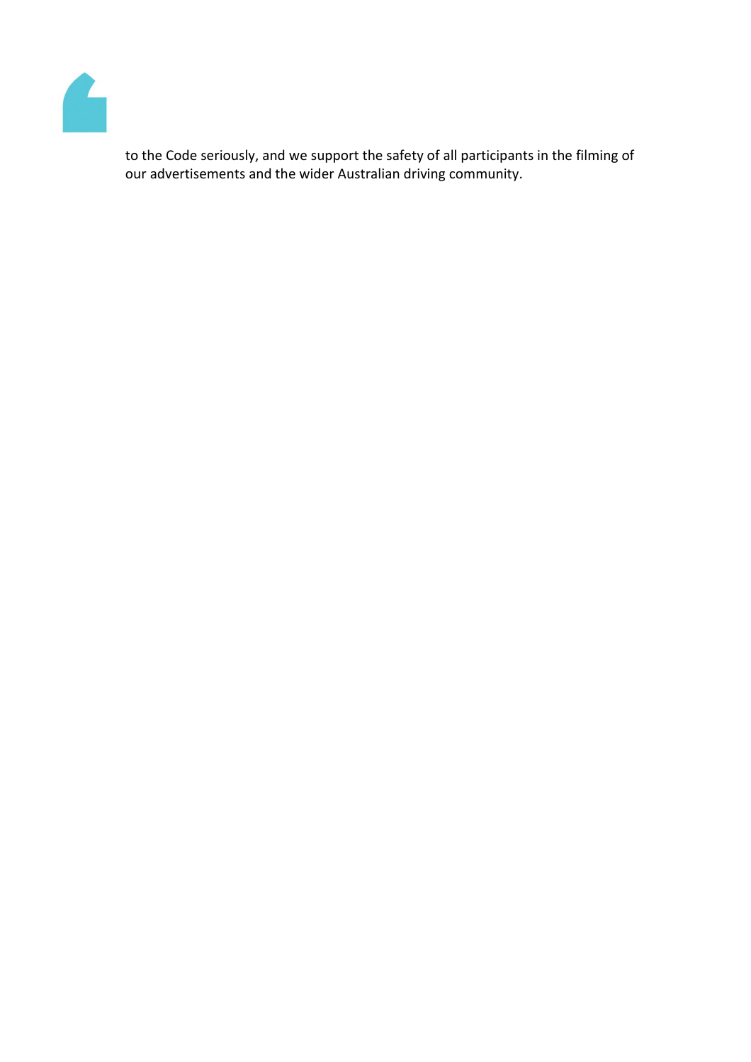to the Code seriously, and we support the safety of all participants in the filming of our advertisements and the wider Australian driving community.